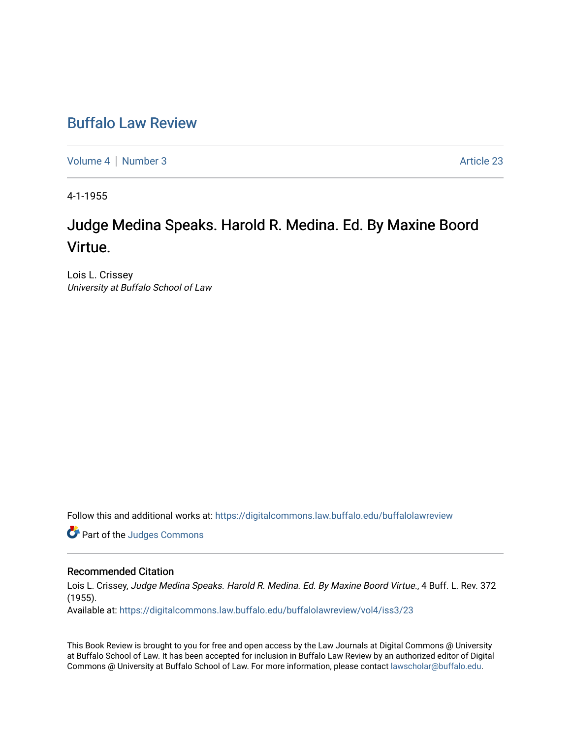# Buffalo Law Review

Volume 4 | Number 3 | Article 23

4-1-1955

## Judge Medina Speaks. Harold R. Medina. Ed. By Maxine Boord Virtue.

Lois L. Crissey
*University at Buffalo School of Law*

Follow this and additional works at: https://digitalcommons.law.buffalo.edu/buffalolawreview

Part of the Judges Commons

### Recommended Citation

Lois L. Crissey, *Judge Medina Speaks. Harold R. Medina. Ed. By Maxine Boord Virtue.*, 4 Buff. L. Rev. 372 (1955).
Available at: https://digitalcommons.law.buffalo.edu/buffalolawreview/vol4/iss3/23

This Book Review is brought to you for free and open access by the Law Journals at Digital Commons @ University at Buffalo School of Law. It has been accepted for inclusion in Buffalo Law Review by an authorized editor of Digital Commons @ University at Buffalo School of Law. For more information, please contact lawscholar@buffalo.edu.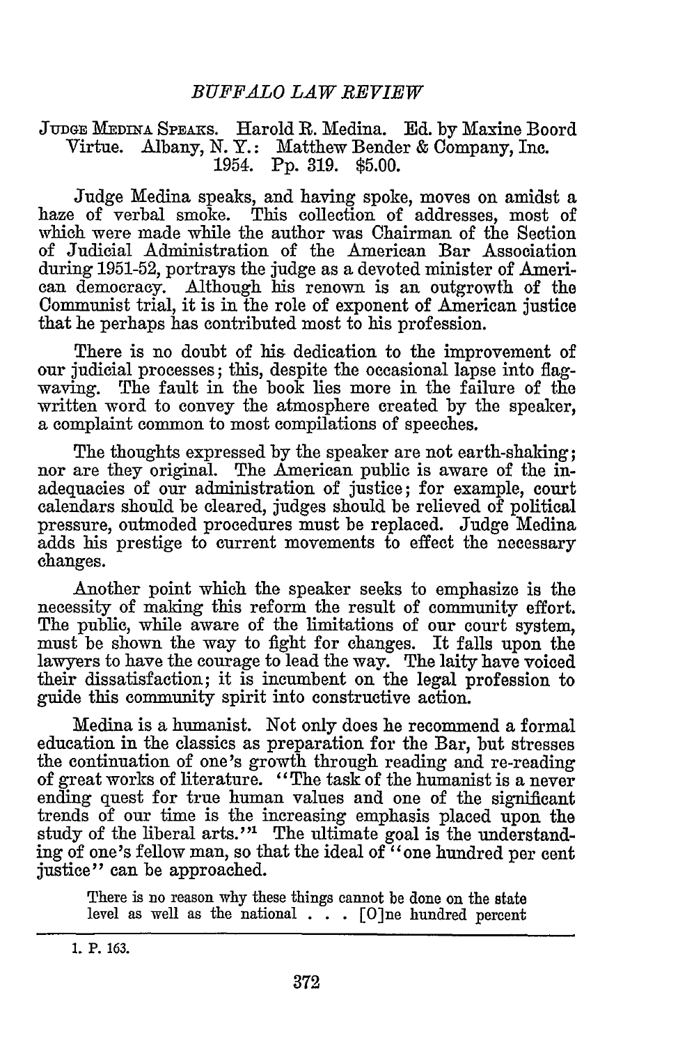JUDGE MEDINA SPEAKS. Harold R. Medina. Ed. by Maxine Boord Virtue. Albany, N. Y.: Matthew Bender & Company, Inc. 1954. Pp. 319. $5.00.

Judge Medina speaks, and having spoke, moves on amidst a haze of verbal smoke. This collection of addresses, most of which were made while the author was Chairman of the Section of Judicial Administration of the American Bar Association during 1951-52, portrays the judge as a devoted minister of American democracy. Although his renown is an outgrowth of the Communist trial, it is in the role of exponent of American justice that he perhaps has contributed most to his profession.

There is no doubt of his dedication to the improvement of our judicial processes; this, despite the occasional lapse into flag-waving. The fault in the book lies more in the failure of the written word to convey the atmosphere created by the speaker, a complaint common to most compilations of speeches.

The thoughts expressed by the speaker are not earth-shaking; nor are they original. The American public is aware of the inadequacies of our administration of justice; for example, court calendars should be cleared, judges should be relieved of political pressure, outmoded procedures must be replaced. Judge Medina adds his prestige to current movements to effect the necessary changes.

Another point which the speaker seeks to emphasize is the necessity of making this reform the result of community effort. The public, while aware of the limitations of our court system, must be shown the way to fight for changes. It falls upon the lawyers to have the courage to lead the way. The laity have voiced their dissatisfaction; it is incumbent on the legal profession to guide this community spirit into constructive action.

Medina is a humanist. Not only does he recommend a formal education in the classics as preparation for the Bar, but stresses the continuation of one's growth through reading and re-reading of great works of literature. "The task of the humanist is a never ending quest for true human values and one of the significant trends of our time is the increasing emphasis placed upon the study of the liberal arts."[1] The ultimate goal is the understanding of one's fellow man, so that the ideal of "one hundred per cent justice" can be approached.

> There is no reason why these things cannot be done on the state level as well as the national . . . [O]ne hundred percent

---

1. P. 163.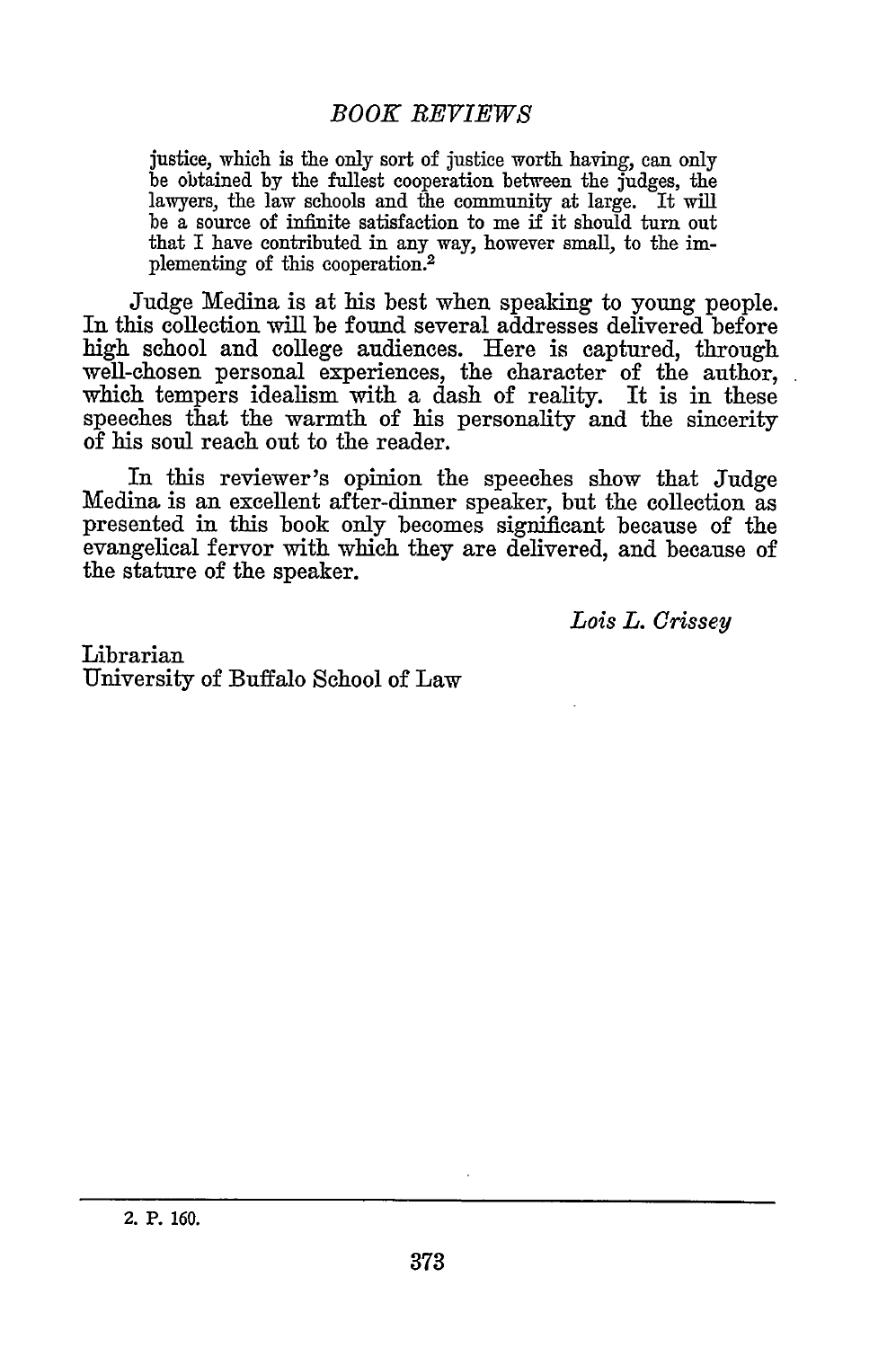> justice, which is the only sort of justice worth having, can only be obtained by the fullest cooperation between the judges, the lawyers, the law schools and the community at large. It will be a source of infinite satisfaction to me if it should turn out that I have contributed in any way, however small, to the implementing of this cooperation.[2]

Judge Medina is at his best when speaking to young people. In this collection will be found several addresses delivered before high school and college audiences. Here is captured, through well-chosen personal experiences, the character of the author, which tempers idealism with a dash of reality. It is in these speeches that the warmth of his personality and the sincerity of his soul reach out to the reader.

In this reviewer's opinion the speeches show that Judge Medina is an excellent after-dinner speaker, but the collection as presented in this book only becomes significant because of the evangelical fervor with which they are delivered, and because of the stature of the speaker.

*Lois L. Crissey*

Librarian
University of Buffalo School of Law

---

2. P. 160.